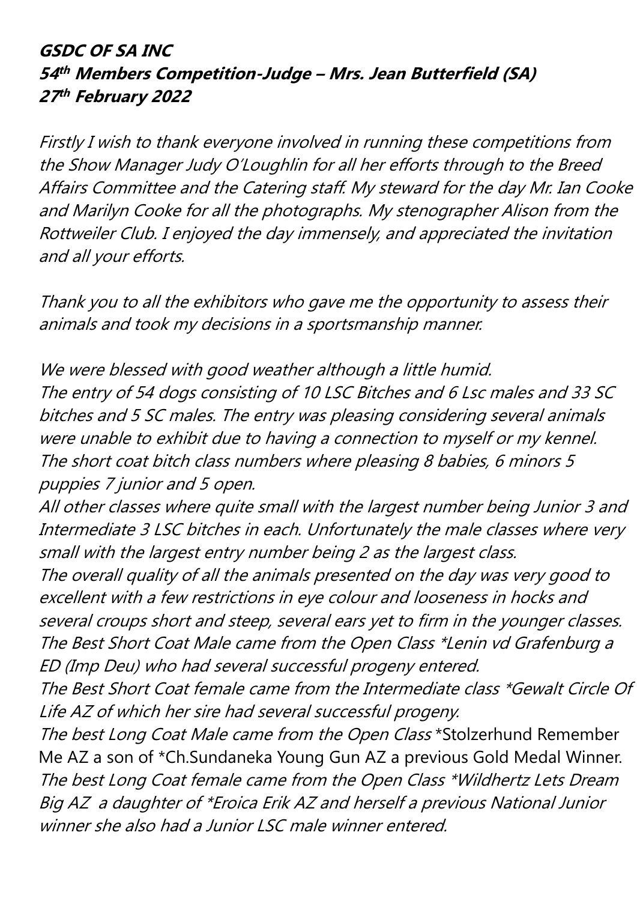***GSDC OF SA INC***
***54th Members Competition-Judge – Mrs. Jean Butterfield (SA)***
***27th February 2022***

*Firstly I wish to thank everyone involved in running these competitions from the Show Manager Judy O'Loughlin for all her efforts through to the Breed Affairs Committee and the Catering staff. My steward for the day Mr. Ian Cooke and Marilyn Cooke for all the photographs. My stenographer Alison from the Rottweiler Club. I enjoyed the day immensely, and appreciated the invitation and all your efforts.*

*Thank you to all the exhibitors who gave me the opportunity to assess their animals and took my decisions in a sportsmanship manner.*

*We were blessed with good weather although a little humid.*
*The entry of 54 dogs consisting of 10 LSC Bitches and 6 Lsc males and 33 SC bitches and 5 SC males. The entry was pleasing considering several animals were unable to exhibit due to having a connection to myself or my kennel.*
*The short coat bitch class numbers where pleasing 8 babies, 6 minors 5 puppies 7 junior and 5 open.*
*All other classes where quite small with the largest number being Junior 3 and Intermediate 3 LSC bitches in each. Unfortunately the male classes where very small with the largest entry number being 2 as the largest class.*
*The overall quality of all the animals presented on the day was very good to excellent with a few restrictions in eye colour and looseness in hocks and several croups short and steep, several ears yet to firm in the younger classes.*
*The Best Short Coat Male came from the Open Class *Lenin vd Grafenburg a ED (Imp Deu) who had several successful progeny entered.*
*The Best Short Coat female came from the Intermediate class *Gewalt Circle Of Life AZ of which her sire had several successful progeny.*
*The best Long Coat Male came from the Open Class* *Stolzerhund Remember Me AZ a son of *Ch.Sundaneka Young Gun AZ a previous Gold Medal Winner.
*The best Long Coat female came from the Open Class *Wildhertz Lets Dream Big AZ a daughter of *Eroica Erik AZ and herself a previous National Junior winner she also had a Junior LSC male winner entered.*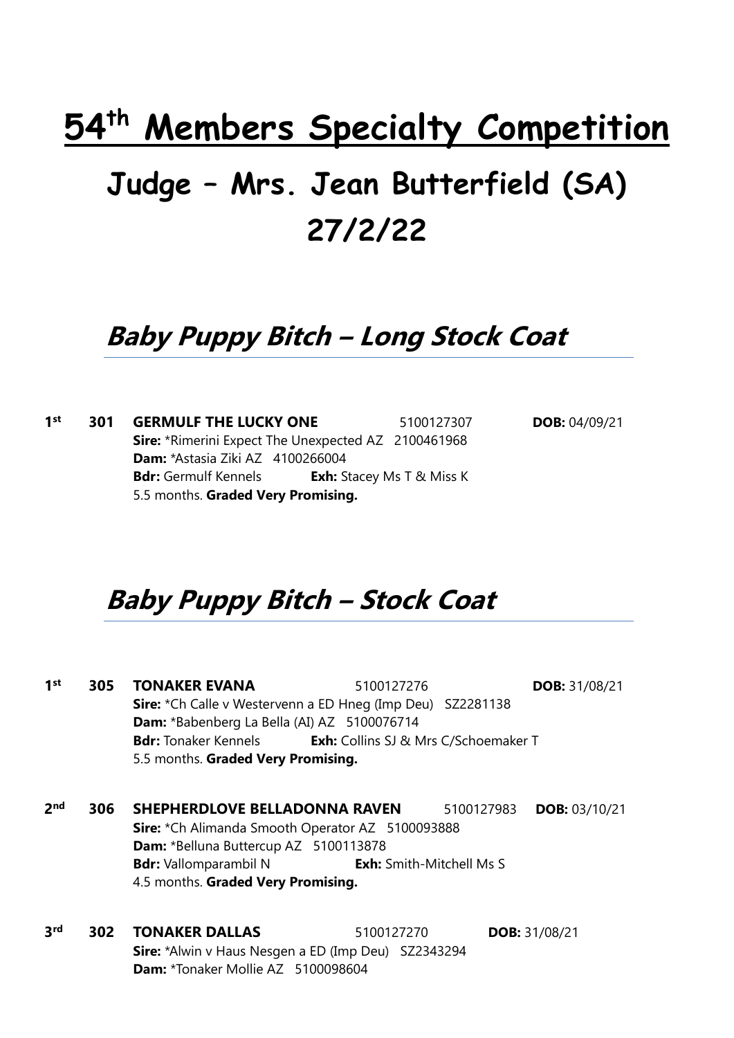# 54th Members Specialty Competition

# Judge – Mrs. Jean Butterfield (SA) 27/2/22

## Baby Puppy Bitch – Long Stock Coat

**1st** **301** **GERMULF THE LUCKY ONE** 5100127307 **DOB:** 04/09/21
**Sire:** *Rimerini Expect The Unexpected AZ 2100461968
**Dam:** *Astasia Ziki AZ 4100266004
**Bdr:** Germulf Kennels **Exh:** Stacey Ms T & Miss K
5.5 months. **Graded Very Promising.**

## Baby Puppy Bitch – Stock Coat

**1st** **305** **TONAKER EVANA** 5100127276 **DOB:** 31/08/21
**Sire:** *Ch Calle v Westervenn a ED Hneg (Imp Deu) SZ2281138
**Dam:** *Babenberg La Bella (AI) AZ 5100076714
**Bdr:** Tonaker Kennels **Exh:** Collins SJ & Mrs C/Schoemaker T
5.5 months. **Graded Very Promising.**

**2nd** **306** **SHEPHERDLOVE BELLADONNA RAVEN** 5100127983 **DOB:** 03/10/21
**Sire:** *Ch Alimanda Smooth Operator AZ 5100093888
**Dam:** *Belluna Buttercup AZ 5100113878
**Bdr:** Vallomparambil N **Exh:** Smith-Mitchell Ms S
4.5 months. **Graded Very Promising.**

**3rd** **302** **TONAKER DALLAS** 5100127270 **DOB:** 31/08/21
**Sire:** *Alwin v Haus Nesgen a ED (Imp Deu) SZ2343294
**Dam:** *Tonaker Mollie AZ 5100098604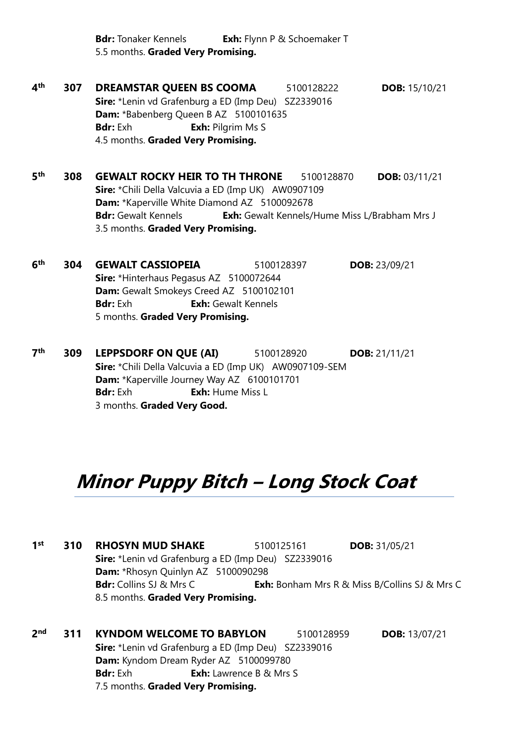**Bdr:** Tonaker Kennels **Exh:** Flynn P & Schoemaker T
5.5 months. **Graded Very Promising.**

4th **307** **DREAMSTAR QUEEN BS COOMA** 5100128222 **DOB:** 15/10/21
**Sire:** *Lenin vd Grafenburg a ED (Imp Deu) SZ2339016
**Dam:** *Babenberg Queen B AZ 5100101635
**Bdr:** Exh **Exh:** Pilgrim Ms S
4.5 months. **Graded Very Promising.**

5th **308** **GEWALT ROCKY HEIR TO TH THRONE** 5100128870 **DOB:** 03/11/21
**Sire:** *Chili Della Valcuvia a ED (Imp UK) AW0907109
**Dam:** *Kaperville White Diamond AZ 5100092678
**Bdr:** Gewalt Kennels **Exh:** Gewalt Kennels/Hume Miss L/Brabham Mrs J
3.5 months. **Graded Very Promising.**

6th **304** **GEWALT CASSIOPEIA** 5100128397 **DOB:** 23/09/21
**Sire:** *Hinterhaus Pegasus AZ 5100072644
**Dam:** Gewalt Smokeys Creed AZ 5100102101
**Bdr:** Exh **Exh:** Gewalt Kennels
5 months. **Graded Very Promising.**

7th **309** **LEPPSDORF ON QUE (AI)** 5100128920 **DOB:** 21/11/21
**Sire:** *Chili Della Valcuvia a ED (Imp UK) AW0907109-SEM
**Dam:** *Kaperville Journey Way AZ 6100101701
**Bdr:** Exh **Exh:** Hume Miss L
3 months. **Graded Very Good.**

# *Minor Puppy Bitch – Long Stock Coat*

1st **310** **RHOSYN MUD SHAKE** 5100125161 **DOB:** 31/05/21
**Sire:** *Lenin vd Grafenburg a ED (Imp Deu) SZ2339016
**Dam:** *Rhosyn Quinlyn AZ 5100090298
**Bdr:** Collins SJ & Mrs C **Exh:** Bonham Mrs R & Miss B/Collins SJ & Mrs C
8.5 months. **Graded Very Promising.**

2nd **311** **KYNDOM WELCOME TO BABYLON** 5100128959 **DOB:** 13/07/21
**Sire:** *Lenin vd Grafenburg a ED (Imp Deu) SZ2339016
**Dam:** Kyndom Dream Ryder AZ 5100099780
**Bdr:** Exh **Exh:** Lawrence B & Mrs S
7.5 months. **Graded Very Promising.**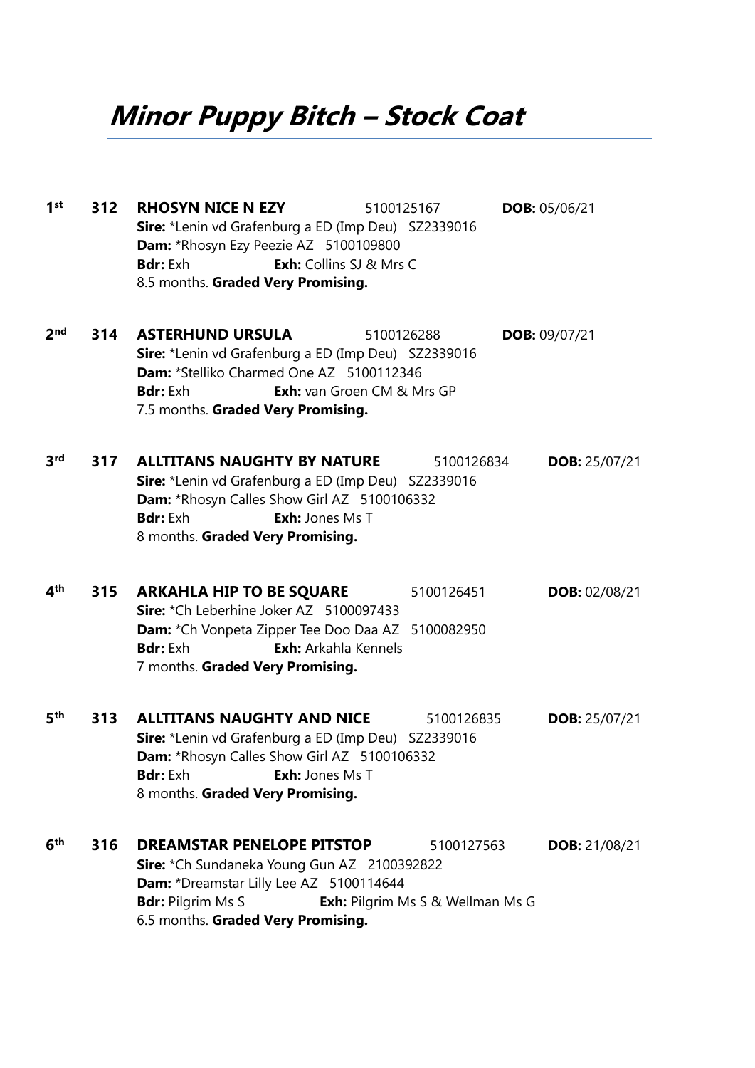# *Minor Puppy Bitch – Stock Coat*

**1st** **312** **RHOSYN NICE N EZY** 5100125167 **DOB:** 05/06/21
**Sire:** *Lenin vd Grafenburg a ED (Imp Deu) SZ2339016
**Dam:** *Rhosyn Ezy Peezie AZ 5100109800
**Bdr:** Exh **Exh:** Collins SJ & Mrs C
8.5 months. **Graded Very Promising.**

**2nd** **314** **ASTERHUND URSULA** 5100126288 **DOB:** 09/07/21
**Sire:** *Lenin vd Grafenburg a ED (Imp Deu) SZ2339016
**Dam:** *Stelliko Charmed One AZ 5100112346
**Bdr:** Exh **Exh:** van Groen CM & Mrs GP
7.5 months. **Graded Very Promising.**

**3rd** **317** **ALLTITANS NAUGHTY BY NATURE** 5100126834 **DOB:** 25/07/21
**Sire:** *Lenin vd Grafenburg a ED (Imp Deu) SZ2339016
**Dam:** *Rhosyn Calles Show Girl AZ 5100106332
**Bdr:** Exh **Exh:** Jones Ms T
8 months. **Graded Very Promising.**

**4th** **315** **ARKAHLA HIP TO BE SQUARE** 5100126451 **DOB:** 02/08/21
**Sire:** *Ch Leberhine Joker AZ 5100097433
**Dam:** *Ch Vonpeta Zipper Tee Doo Daa AZ 5100082950
**Bdr:** Exh **Exh:** Arkahla Kennels
7 months. **Graded Very Promising.**

**5th** **313** **ALLTITANS NAUGHTY AND NICE** 5100126835 **DOB:** 25/07/21
**Sire:** *Lenin vd Grafenburg a ED (Imp Deu) SZ2339016
**Dam:** *Rhosyn Calles Show Girl AZ 5100106332
**Bdr:** Exh **Exh:** Jones Ms T
8 months. **Graded Very Promising.**

**6th** **316** **DREAMSTAR PENELOPE PITSTOP** 5100127563 **DOB:** 21/08/21
**Sire:** *Ch Sundaneka Young Gun AZ 2100392822
**Dam:** *Dreamstar Lilly Lee AZ 5100114644
**Bdr:** Pilgrim Ms S **Exh:** Pilgrim Ms S & Wellman Ms G
6.5 months. **Graded Very Promising.**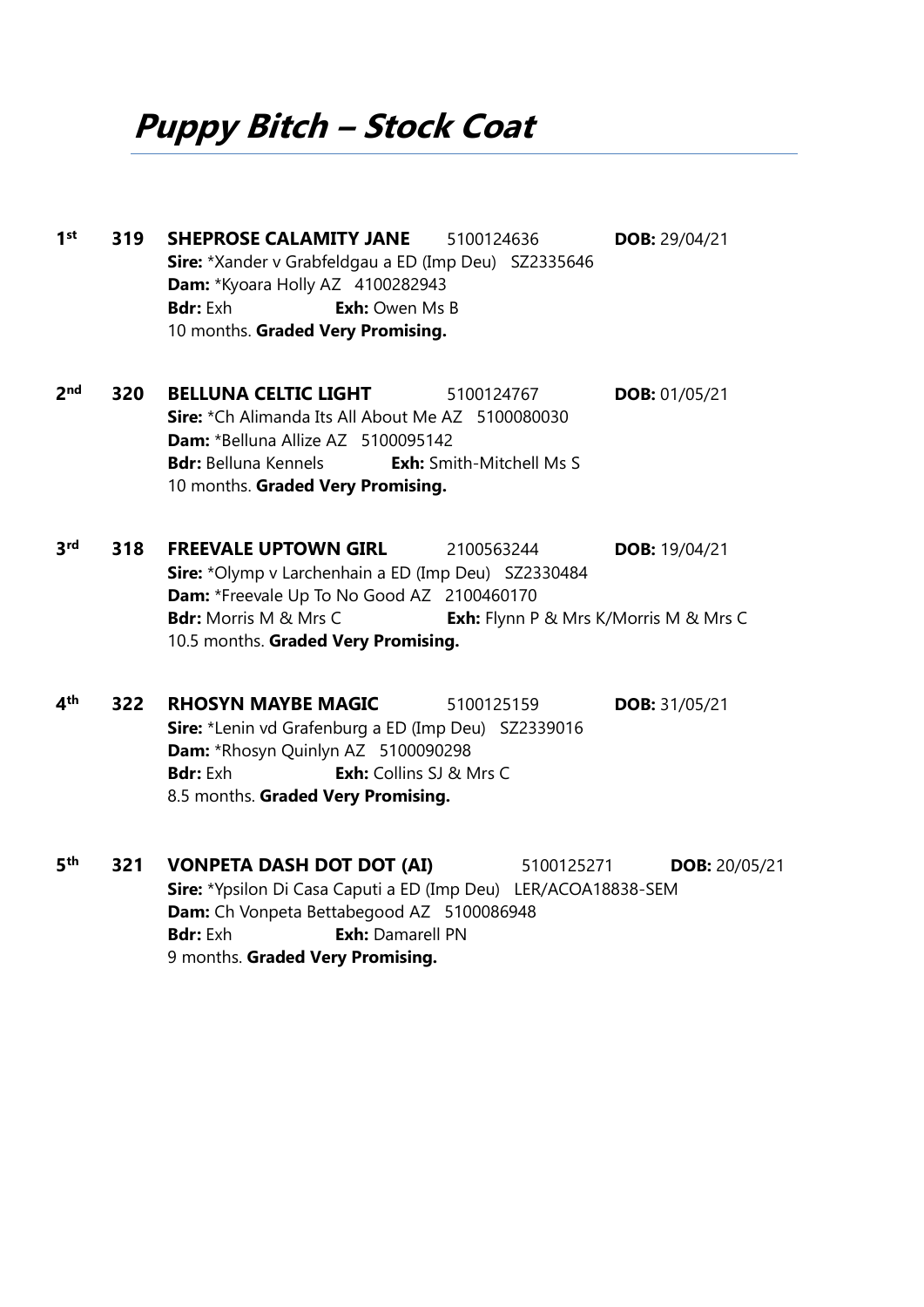# Puppy Bitch – Stock Coat

**1st** **319** **SHEPROSE CALAMITY JANE** 5100124636 **DOB:** 29/04/21
**Sire:** *Xander v Grabfeldgau a ED (Imp Deu) SZ2335646
**Dam:** *Kyoara Holly AZ 4100282943
**Bdr:** Exh **Exh:** Owen Ms B
10 months. **Graded Very Promising.**

**2nd** **320** **BELLUNA CELTIC LIGHT** 5100124767 **DOB:** 01/05/21
**Sire:** *Ch Alimanda Its All About Me AZ 5100080030
**Dam:** *Belluna Allize AZ 5100095142
**Bdr:** Belluna Kennels **Exh:** Smith-Mitchell Ms S
10 months. **Graded Very Promising.**

**3rd** **318** **FREEVALE UPTOWN GIRL** 2100563244 **DOB:** 19/04/21
**Sire:** *Olymp v Larchenhain a ED (Imp Deu) SZ2330484
**Dam:** *Freevale Up To No Good AZ 2100460170
**Bdr:** Morris M & Mrs C **Exh:** Flynn P & Mrs K/Morris M & Mrs C
10.5 months. **Graded Very Promising.**

**4th** **322** **RHOSYN MAYBE MAGIC** 5100125159 **DOB:** 31/05/21
**Sire:** *Lenin vd Grafenburg a ED (Imp Deu) SZ2339016
**Dam:** *Rhosyn Quinlyn AZ 5100090298
**Bdr:** Exh **Exh:** Collins SJ & Mrs C
8.5 months. **Graded Very Promising.**

**5th** **321** **VONPETA DASH DOT DOT (AI)** 5100125271 **DOB:** 20/05/21
**Sire:** *Ypsilon Di Casa Caputi a ED (Imp Deu) LER/ACOA18838-SEM
**Dam:** Ch Vonpeta Bettabegood AZ 5100086948
**Bdr:** Exh **Exh:** Damarell PN
9 months. **Graded Very Promising.**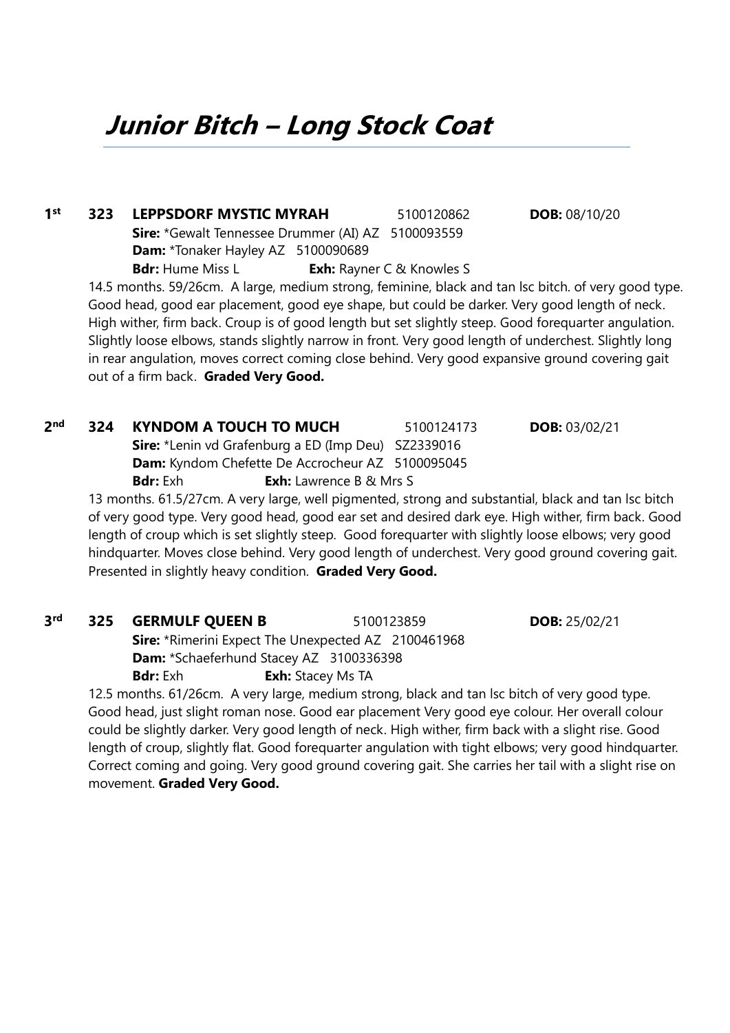# Junior Bitch – Long Stock Coat

**1st** **323** **LEPPSDORF MYSTIC MYRAH** 5100120862 **DOB:** 08/10/20
**Sire:** *Gewalt Tennessee Drummer (AI) AZ 5100093559
**Dam:** *Tonaker Hayley AZ 5100090689
**Bdr:** Hume Miss L **Exh:** Rayner C & Knowles S

14.5 months. 59/26cm. A large, medium strong, feminine, black and tan lsc bitch. of very good type. Good head, good ear placement, good eye shape, but could be darker. Very good length of neck. High wither, firm back. Croup is of good length but set slightly steep. Good forequarter angulation. Slightly loose elbows, stands slightly narrow in front. Very good length of underchest. Slightly long in rear angulation, moves correct coming close behind. Very good expansive ground covering gait out of a firm back. **Graded Very Good.**

**2nd** **324** **KYNDOM A TOUCH TO MUCH** 5100124173 **DOB:** 03/02/21
**Sire:** *Lenin vd Grafenburg a ED (Imp Deu) SZ2339016
**Dam:** Kyndom Chefette De Accrocheur AZ 5100095045
**Bdr:** Exh **Exh:** Lawrence B & Mrs S

13 months. 61.5/27cm. A very large, well pigmented, strong and substantial, black and tan lsc bitch of very good type. Very good head, good ear set and desired dark eye. High wither, firm back. Good length of croup which is set slightly steep. Good forequarter with slightly loose elbows; very good hindquarter. Moves close behind. Very good length of underchest. Very good ground covering gait. Presented in slightly heavy condition. **Graded Very Good.**

**3rd** **325** **GERMULF QUEEN B** 5100123859 **DOB:** 25/02/21
**Sire:** *Rimerini Expect The Unexpected AZ 2100461968
**Dam:** *Schaeferhund Stacey AZ 3100336398
**Bdr:** Exh **Exh:** Stacey Ms TA

12.5 months. 61/26cm. A very large, medium strong, black and tan lsc bitch of very good type. Good head, just slight roman nose. Good ear placement Very good eye colour. Her overall colour could be slightly darker. Very good length of neck. High wither, firm back with a slight rise. Good length of croup, slightly flat. Good forequarter angulation with tight elbows; very good hindquarter. Correct coming and going. Very good ground covering gait. She carries her tail with a slight rise on movement. **Graded Very Good.**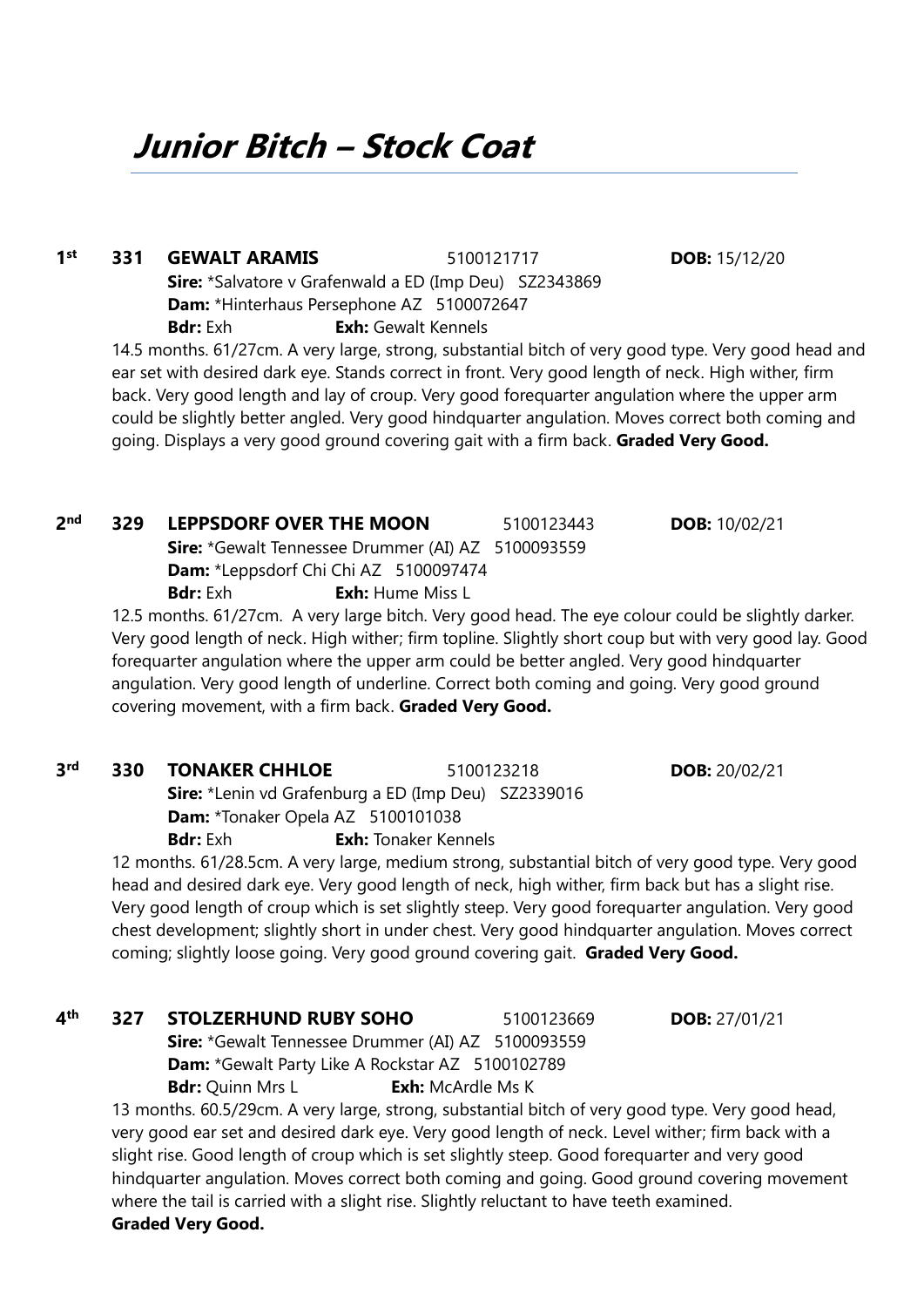# Junior Bitch – Stock Coat

**1st** **331** **GEWALT ARAMIS** 5100121717 **DOB:** 15/12/20
**Sire:** *Salvatore v Grafenwald a ED (Imp Deu) SZ2343869
**Dam:** *Hinterhaus Persephone AZ 5100072647
**Bdr:** Exh **Exh:** Gewalt Kennels

14.5 months. 61/27cm. A very large, strong, substantial bitch of very good type. Very good head and ear set with desired dark eye. Stands correct in front. Very good length of neck. High wither, firm back. Very good length and lay of croup. Very good forequarter angulation where the upper arm could be slightly better angled. Very good hindquarter angulation. Moves correct both coming and going. Displays a very good ground covering gait with a firm back. **Graded Very Good.**

**2nd** **329** **LEPPSDORF OVER THE MOON** 5100123443 **DOB:** 10/02/21
**Sire:** *Gewalt Tennessee Drummer (AI) AZ 5100093559
**Dam:** *Leppsdorf Chi Chi AZ 5100097474
**Bdr:** Exh **Exh:** Hume Miss L

12.5 months. 61/27cm. A very large bitch. Very good head. The eye colour could be slightly darker. Very good length of neck. High wither; firm topline. Slightly short coup but with very good lay. Good forequarter angulation where the upper arm could be better angled. Very good hindquarter angulation. Very good length of underline. Correct both coming and going. Very good ground covering movement, with a firm back. **Graded Very Good.**

**3rd** **330** **TONAKER CHHLOE** 5100123218 **DOB:** 20/02/21
**Sire:** *Lenin vd Grafenburg a ED (Imp Deu) SZ2339016
**Dam:** *Tonaker Opela AZ 5100101038
**Bdr:** Exh **Exh:** Tonaker Kennels

12 months. 61/28.5cm. A very large, medium strong, substantial bitch of very good type. Very good head and desired dark eye. Very good length of neck, high wither, firm back but has a slight rise. Very good length of croup which is set slightly steep. Very good forequarter angulation. Very good chest development; slightly short in under chest. Very good hindquarter angulation. Moves correct coming; slightly loose going. Very good ground covering gait. **Graded Very Good.**

**4th** **327** **STOLZERHUND RUBY SOHO** 5100123669 **DOB:** 27/01/21
**Sire:** *Gewalt Tennessee Drummer (AI) AZ 5100093559
**Dam:** *Gewalt Party Like A Rockstar AZ 5100102789
**Bdr:** Quinn Mrs L **Exh:** McArdle Ms K

13 months. 60.5/29cm. A very large, strong, substantial bitch of very good type. Very good head, very good ear set and desired dark eye. Very good length of neck. Level wither; firm back with a slight rise. Good length of croup which is set slightly steep. Good forequarter and very good hindquarter angulation. Moves correct both coming and going. Good ground covering movement where the tail is carried with a slight rise. Slightly reluctant to have teeth examined.
**Graded Very Good.**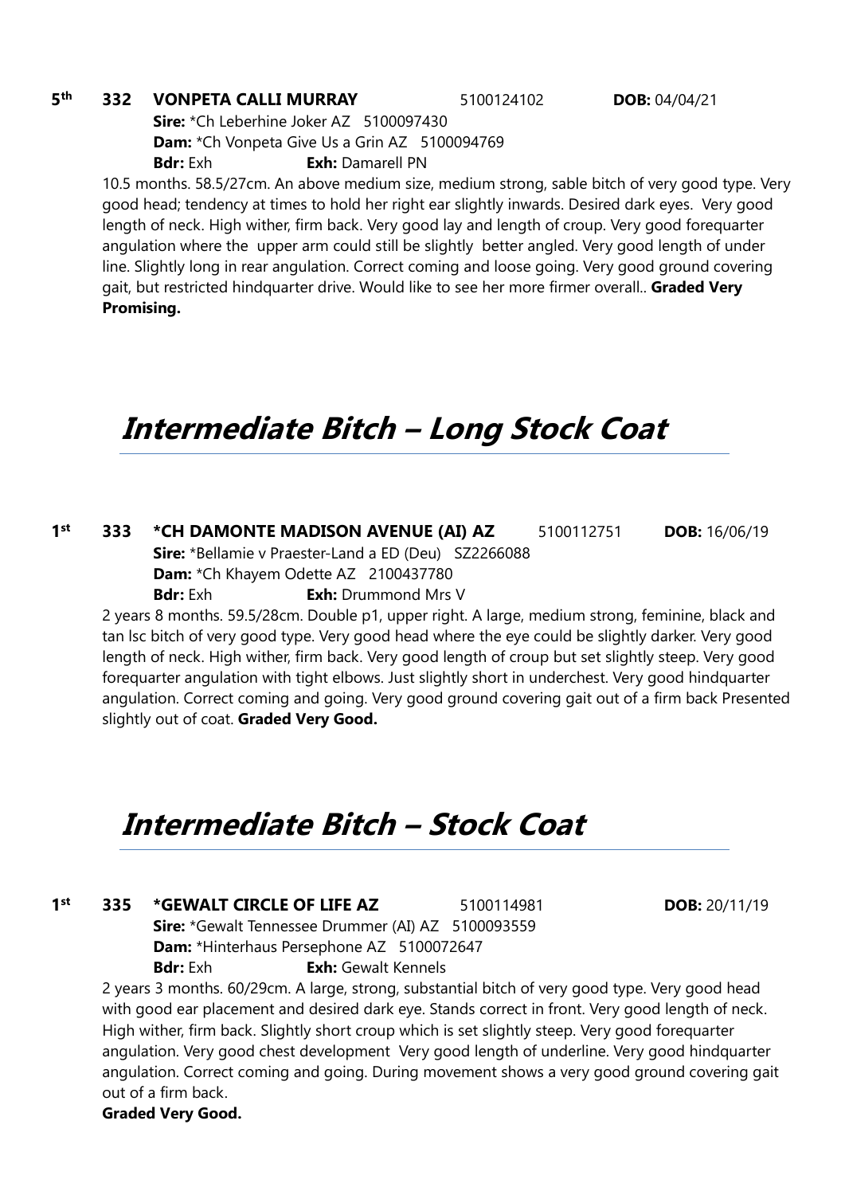**5th 332 VONPETA CALLI MURRAY** 5100124102 **DOB:** 04/04/21

**Sire:** *Ch Leberhine Joker AZ 5100097430
**Dam:** *Ch Vonpeta Give Us a Grin AZ 5100094769
**Bdr:** Exh **Exh:** Damarell PN

10.5 months. 58.5/27cm. An above medium size, medium strong, sable bitch of very good type. Very good head; tendency at times to hold her right ear slightly inwards. Desired dark eyes. Very good length of neck. High wither, firm back. Very good lay and length of croup. Very good forequarter angulation where the upper arm could still be slightly better angled. Very good length of under line. Slightly long in rear angulation. Correct coming and loose going. Very good ground covering gait, but restricted hindquarter drive. Would like to see her more firmer overall.. **Graded Very Promising.**

# Intermediate Bitch – Long Stock Coat

**1st 333 *CH DAMONTE MADISON AVENUE (AI) AZ** 5100112751 **DOB:** 16/06/19

**Sire:** *Bellamie v Praester-Land a ED (Deu) SZ2266088
**Dam:** *Ch Khayem Odette AZ 2100437780
**Bdr:** Exh **Exh:** Drummond Mrs V

2 years 8 months. 59.5/28cm. Double p1, upper right. A large, medium strong, feminine, black and tan lsc bitch of very good type. Very good head where the eye could be slightly darker. Very good length of neck. High wither, firm back. Very good length of croup but set slightly steep. Very good forequarter angulation with tight elbows. Just slightly short in underchest. Very good hindquarter angulation. Correct coming and going. Very good ground covering gait out of a firm back Presented slightly out of coat. **Graded Very Good.**

# Intermediate Bitch – Stock Coat

**1st 335 *GEWALT CIRCLE OF LIFE AZ** 5100114981 **DOB:** 20/11/19

**Sire:** *Gewalt Tennessee Drummer (AI) AZ 5100093559
**Dam:** *Hinterhaus Persephone AZ 5100072647
**Bdr:** Exh **Exh:** Gewalt Kennels

2 years 3 months. 60/29cm. A large, strong, substantial bitch of very good type. Very good head with good ear placement and desired dark eye. Stands correct in front. Very good length of neck. High wither, firm back. Slightly short croup which is set slightly steep. Very good forequarter angulation. Very good chest development Very good length of underline. Very good hindquarter angulation. Correct coming and going. During movement shows a very good ground covering gait out of a firm back.

**Graded Very Good.**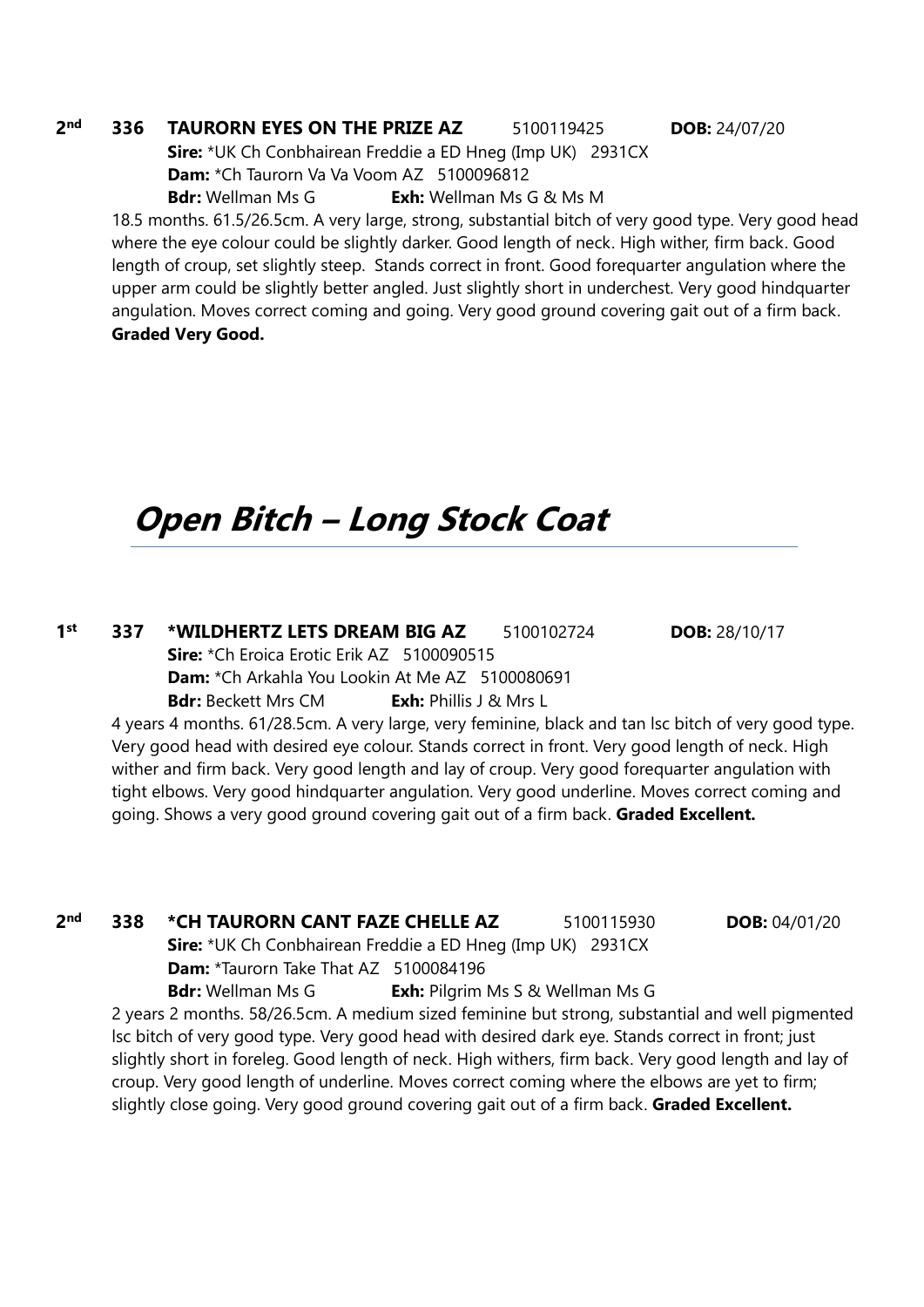**2nd** **336** **TAURORN EYES ON THE PRIZE AZ** 5100119425 **DOB:** 24/07/20
**Sire:** *UK Ch Conbhairean Freddie a ED Hneg (Imp UK) 2931CX
**Dam:** *Ch Taurorn Va Va Voom AZ 5100096812
**Bdr:** Wellman Ms G **Exh:** Wellman Ms G & Ms M

18.5 months. 61.5/26.5cm. A very large, strong, substantial bitch of very good type. Very good head where the eye colour could be slightly darker. Good length of neck. High wither, firm back. Good length of croup, set slightly steep. Stands correct in front. Good forequarter angulation where the upper arm could be slightly better angled. Just slightly short in underchest. Very good hindquarter angulation. Moves correct coming and going. Very good ground covering gait out of a firm back. **Graded Very Good.**

## *Open Bitch – Long Stock Coat*

**1st** **337** ***WILDHERTZ LETS DREAM BIG AZ** 5100102724 **DOB:** 28/10/17
**Sire:** *Ch Eroica Erotic Erik AZ 5100090515
**Dam:** *Ch Arkahla You Lookin At Me AZ 5100080691
**Bdr:** Beckett Mrs CM **Exh:** Phillis J & Mrs L

4 years 4 months. 61/28.5cm. A very large, very feminine, black and tan lsc bitch of very good type. Very good head with desired eye colour. Stands correct in front. Very good length of neck. High wither and firm back. Very good length and lay of croup. Very good forequarter angulation with tight elbows. Very good hindquarter angulation. Very good underline. Moves correct coming and going. Shows a very good ground covering gait out of a firm back. **Graded Excellent.**

**2nd** **338** ***CH TAURORN CANT FAZE CHELLE AZ** 5100115930 **DOB:** 04/01/20
**Sire:** *UK Ch Conbhairean Freddie a ED Hneg (Imp UK) 2931CX
**Dam:** *Taurorn Take That AZ 5100084196
**Bdr:** Wellman Ms G **Exh:** Pilgrim Ms S & Wellman Ms G

2 years 2 months. 58/26.5cm. A medium sized feminine but strong, substantial and well pigmented lsc bitch of very good type. Very good head with desired dark eye. Stands correct in front; just slightly short in foreleg. Good length of neck. High withers, firm back. Very good length and lay of croup. Very good length of underline. Moves correct coming where the elbows are yet to firm; slightly close going. Very good ground covering gait out of a firm back. **Graded Excellent.**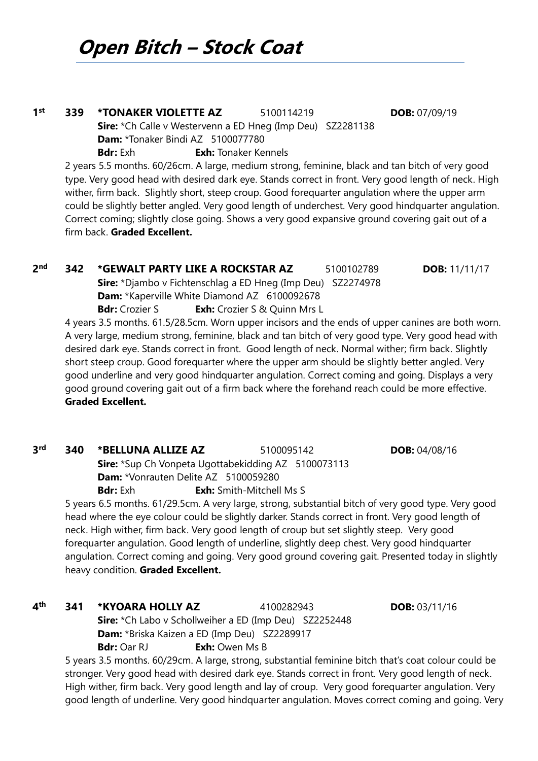# Open Bitch – Stock Coat

**1st** **339** **\*TONAKER VIOLETTE AZ** 5100114219 **DOB:** 07/09/19
**Sire:** \*Ch Calle v Westervenn a ED Hneg (Imp Deu) SZ2281138
**Dam:** \*Tonaker Bindi AZ 5100077780
**Bdr:** Exh **Exh:** Tonaker Kennels

2 years 5.5 months. 60/26cm. A large, medium strong, feminine, black and tan bitch of very good type. Very good head with desired dark eye. Stands correct in front. Very good length of neck. High wither, firm back. Slightly short, steep croup. Good forequarter angulation where the upper arm could be slightly better angled. Very good length of underchest. Very good hindquarter angulation. Correct coming; slightly close going. Shows a very good expansive ground covering gait out of a firm back. **Graded Excellent.**

**2nd** **342** **\*GEWALT PARTY LIKE A ROCKSTAR AZ** 5100102789 **DOB:** 11/11/17
**Sire:** \*Djambo v Fichtenschlag a ED Hneg (Imp Deu) SZ2274978
**Dam:** \*Kaperville White Diamond AZ 6100092678
**Bdr:** Crozier S **Exh:** Crozier S & Quinn Mrs L

4 years 3.5 months. 61.5/28.5cm. Worn upper incisors and the ends of upper canines are both worn. A very large, medium strong, feminine, black and tan bitch of very good type. Very good head with desired dark eye. Stands correct in front. Good length of neck. Normal wither; firm back. Slightly short steep croup. Good forequarter where the upper arm should be slightly better angled. Very good underline and very good hindquarter angulation. Correct coming and going. Displays a very good ground covering gait out of a firm back where the forehand reach could be more effective. **Graded Excellent.**

**3rd** **340** **\*BELLUNA ALLIZE AZ** 5100095142 **DOB:** 04/08/16
**Sire:** \*Sup Ch Vonpeta Ugottabekidding AZ 5100073113
**Dam:** \*Vonrauten Delite AZ 5100059280
**Bdr:** Exh **Exh:** Smith-Mitchell Ms S

5 years 6.5 months. 61/29.5cm. A very large, strong, substantial bitch of very good type. Very good head where the eye colour could be slightly darker. Stands correct in front. Very good length of neck. High wither, firm back. Very good length of croup but set slightly steep. Very good forequarter angulation. Good length of underline, slightly deep chest. Very good hindquarter angulation. Correct coming and going. Very good ground covering gait. Presented today in slightly heavy condition. **Graded Excellent.**

**4th** **341** **\*KYOARA HOLLY AZ** 4100282943 **DOB:** 03/11/16
**Sire:** \*Ch Labo v Schollweiher a ED (Imp Deu) SZ2252448
**Dam:** \*Briska Kaizen a ED (Imp Deu) SZ2289917
**Bdr:** Oar RJ **Exh:** Owen Ms B

5 years 3.5 months. 60/29cm. A large, strong, substantial feminine bitch that's coat colour could be stronger. Very good head with desired dark eye. Stands correct in front. Very good length of neck. High wither, firm back. Very good length and lay of croup. Very good forequarter angulation. Very good length of underline. Very good hindquarter angulation. Moves correct coming and going. Very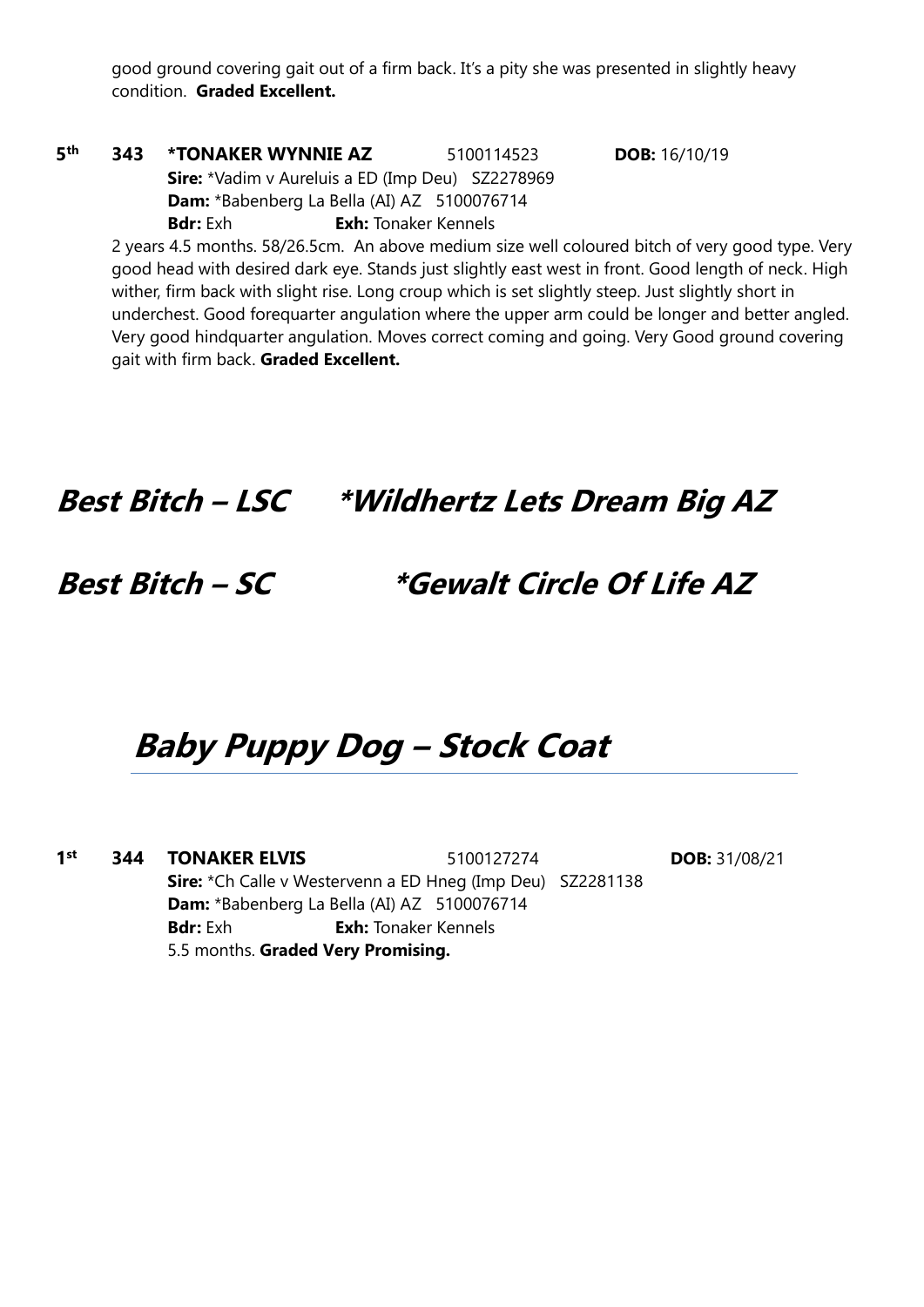good ground covering gait out of a firm back. It's a pity she was presented in slightly heavy condition. **Graded Excellent.**

**5th** **343** **\*TONAKER WYNNIE AZ** 5100114523 **DOB:** 16/10/19
**Sire:** \*Vadim v Aureluis a ED (Imp Deu) SZ2278969
**Dam:** \*Babenberg La Bella (AI) AZ 5100076714
**Bdr:** Exh **Exh:** Tonaker Kennels

2 years 4.5 months. 58/26.5cm. An above medium size well coloured bitch of very good type. Very good head with desired dark eye. Stands just slightly east west in front. Good length of neck. High wither, firm back with slight rise. Long croup which is set slightly steep. Just slightly short in underchest. Good forequarter angulation where the upper arm could be longer and better angled. Very good hindquarter angulation. Moves correct coming and going. Very Good ground covering gait with firm back. **Graded Excellent.**

## *Best Bitch – LSC \*Wildhertz Lets Dream Big AZ*

## *Best Bitch – SC \*Gewalt Circle Of Life AZ*

# *Baby Puppy Dog – Stock Coat*

**1st** **344** **TONAKER ELVIS** 5100127274 **DOB:** 31/08/21
**Sire:** \*Ch Calle v Westervenn a ED Hneg (Imp Deu) SZ2281138
**Dam:** \*Babenberg La Bella (AI) AZ 5100076714
**Bdr:** Exh **Exh:** Tonaker Kennels

5.5 months. **Graded Very Promising.**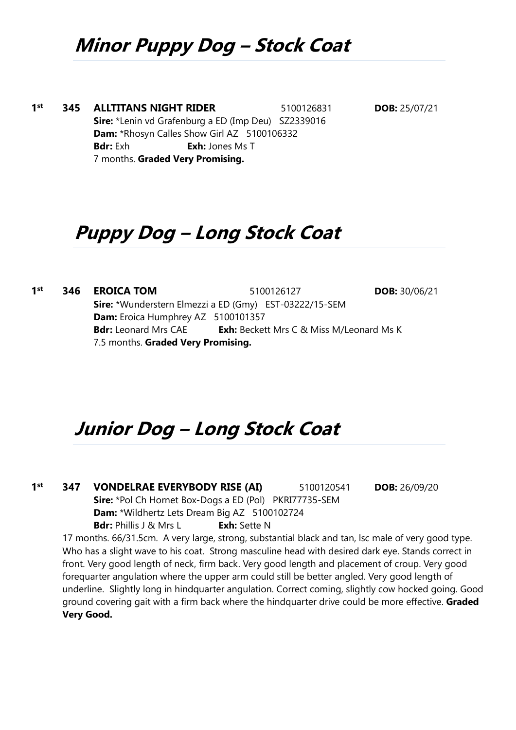# *Minor Puppy Dog – Stock Coat*

**1st** **345** **ALLTITANS NIGHT RIDER** 5100126831 **DOB:** 25/07/21

**Sire:** *Lenin vd Grafenburg a ED (Imp Deu) SZ2339016

**Dam:** *Rhosyn Calles Show Girl AZ 5100106332

**Bdr:** Exh **Exh:** Jones Ms T

7 months. **Graded Very Promising.**

# *Puppy Dog – Long Stock Coat*

**1st** **346** **EROICA TOM** 5100126127 **DOB:** 30/06/21

**Sire:** *Wunderstern Elmezzi a ED (Gmy) EST-03222/15-SEM

**Dam:** Eroica Humphrey AZ 5100101357

**Bdr:** Leonard Mrs CAE **Exh:** Beckett Mrs C & Miss M/Leonard Ms K

7.5 months. **Graded Very Promising.**

# *Junior Dog – Long Stock Coat*

**1st** **347** **VONDELRAE EVERYBODY RISE (AI)** 5100120541 **DOB:** 26/09/20

**Sire:** *Pol Ch Hornet Box-Dogs a ED (Pol) PKRI77735-SEM

**Dam:** *Wildhertz Lets Dream Big AZ 5100102724

**Bdr:** Phillis J & Mrs L **Exh:** Sette N

17 months. 66/31.5cm. A very large, strong, substantial black and tan, lsc male of very good type. Who has a slight wave to his coat. Strong masculine head with desired dark eye. Stands correct in front. Very good length of neck, firm back. Very good length and placement of croup. Very good forequarter angulation where the upper arm could still be better angled. Very good length of underline. Slightly long in hindquarter angulation. Correct coming, slightly cow hocked going. Good ground covering gait with a firm back where the hindquarter drive could be more effective. **Graded Very Good.**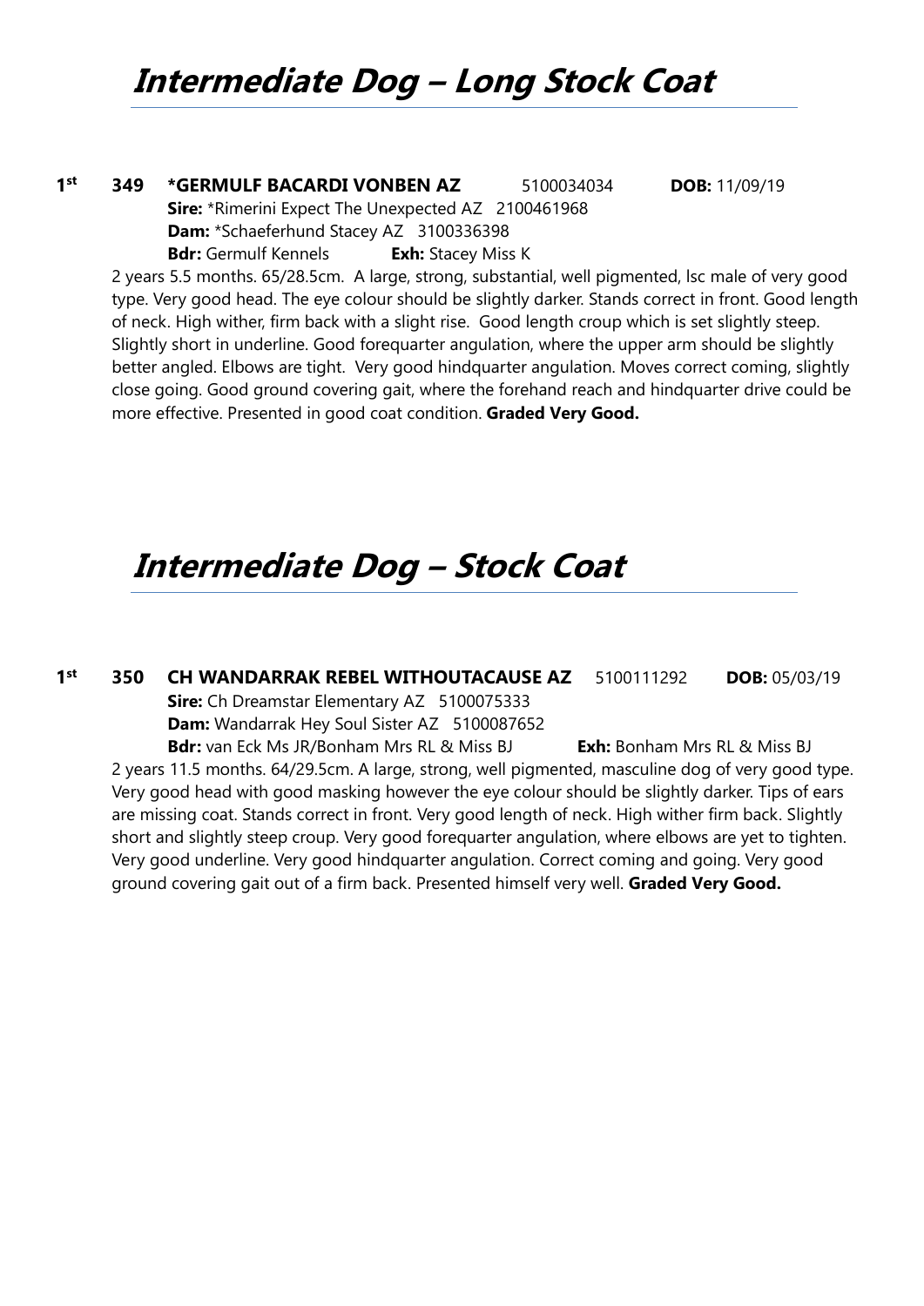# Intermediate Dog – Long Stock Coat

**1st** **349** **\*GERMULF BACARDI VONBEN AZ** 5100034034 **DOB:** 11/09/19
**Sire:** \*Rimerini Expect The Unexpected AZ 2100461968
**Dam:** \*Schaeferhund Stacey AZ 3100336398
**Bdr:** Germulf Kennels **Exh:** Stacey Miss K

2 years 5.5 months. 65/28.5cm. A large, strong, substantial, well pigmented, lsc male of very good type. Very good head. The eye colour should be slightly darker. Stands correct in front. Good length of neck. High wither, firm back with a slight rise. Good length croup which is set slightly steep. Slightly short in underline. Good forequarter angulation, where the upper arm should be slightly better angled. Elbows are tight. Very good hindquarter angulation. Moves correct coming, slightly close going. Good ground covering gait, where the forehand reach and hindquarter drive could be more effective. Presented in good coat condition. **Graded Very Good.**

# Intermediate Dog – Stock Coat

**1st** **350** **CH WANDARRAK REBEL WITHOUTACAUSE AZ** 5100111292 **DOB:** 05/03/19
**Sire:** Ch Dreamstar Elementary AZ 5100075333
**Dam:** Wandarrak Hey Soul Sister AZ 5100087652
**Bdr:** van Eck Ms JR/Bonham Mrs RL & Miss BJ **Exh:** Bonham Mrs RL & Miss BJ

2 years 11.5 months. 64/29.5cm. A large, strong, well pigmented, masculine dog of very good type. Very good head with good masking however the eye colour should be slightly darker. Tips of ears are missing coat. Stands correct in front. Very good length of neck. High wither firm back. Slightly short and slightly steep croup. Very good forequarter angulation, where elbows are yet to tighten. Very good underline. Very good hindquarter angulation. Correct coming and going. Very good ground covering gait out of a firm back. Presented himself very well. **Graded Very Good.**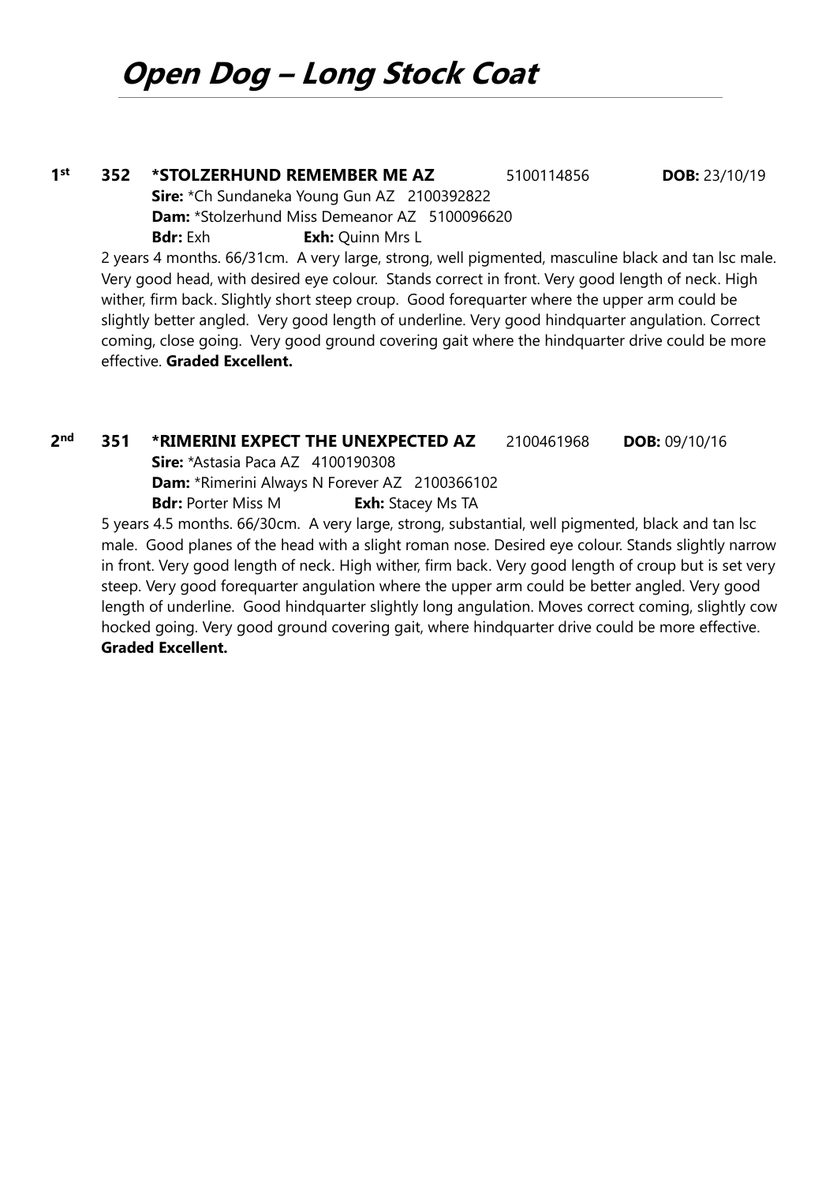# Open Dog – Long Stock Coat

**1st** **352** **\*STOLZERHUND REMEMBER ME AZ** 5100114856 **DOB:** 23/10/19
**Sire:** \*Ch Sundaneka Young Gun AZ 2100392822
**Dam:** \*Stolzerhund Miss Demeanor AZ 5100096620
**Bdr:** Exh **Exh:** Quinn Mrs L

2 years 4 months. 66/31cm. A very large, strong, well pigmented, masculine black and tan lsc male. Very good head, with desired eye colour. Stands correct in front. Very good length of neck. High wither, firm back. Slightly short steep croup. Good forequarter where the upper arm could be slightly better angled. Very good length of underline. Very good hindquarter angulation. Correct coming, close going. Very good ground covering gait where the hindquarter drive could be more effective. **Graded Excellent.**

**2nd** **351** **\*RIMERINI EXPECT THE UNEXPECTED AZ** 2100461968 **DOB:** 09/10/16
**Sire:** \*Astasia Paca AZ 4100190308
**Dam:** \*Rimerini Always N Forever AZ 2100366102
**Bdr:** Porter Miss M **Exh:** Stacey Ms TA

5 years 4.5 months. 66/30cm. A very large, strong, substantial, well pigmented, black and tan lsc male. Good planes of the head with a slight roman nose. Desired eye colour. Stands slightly narrow in front. Very good length of neck. High wither, firm back. Very good length of croup but is set very steep. Very good forequarter angulation where the upper arm could be better angled. Very good length of underline. Good hindquarter slightly long angulation. Moves correct coming, slightly cow hocked going. Very good ground covering gait, where hindquarter drive could be more effective. **Graded Excellent.**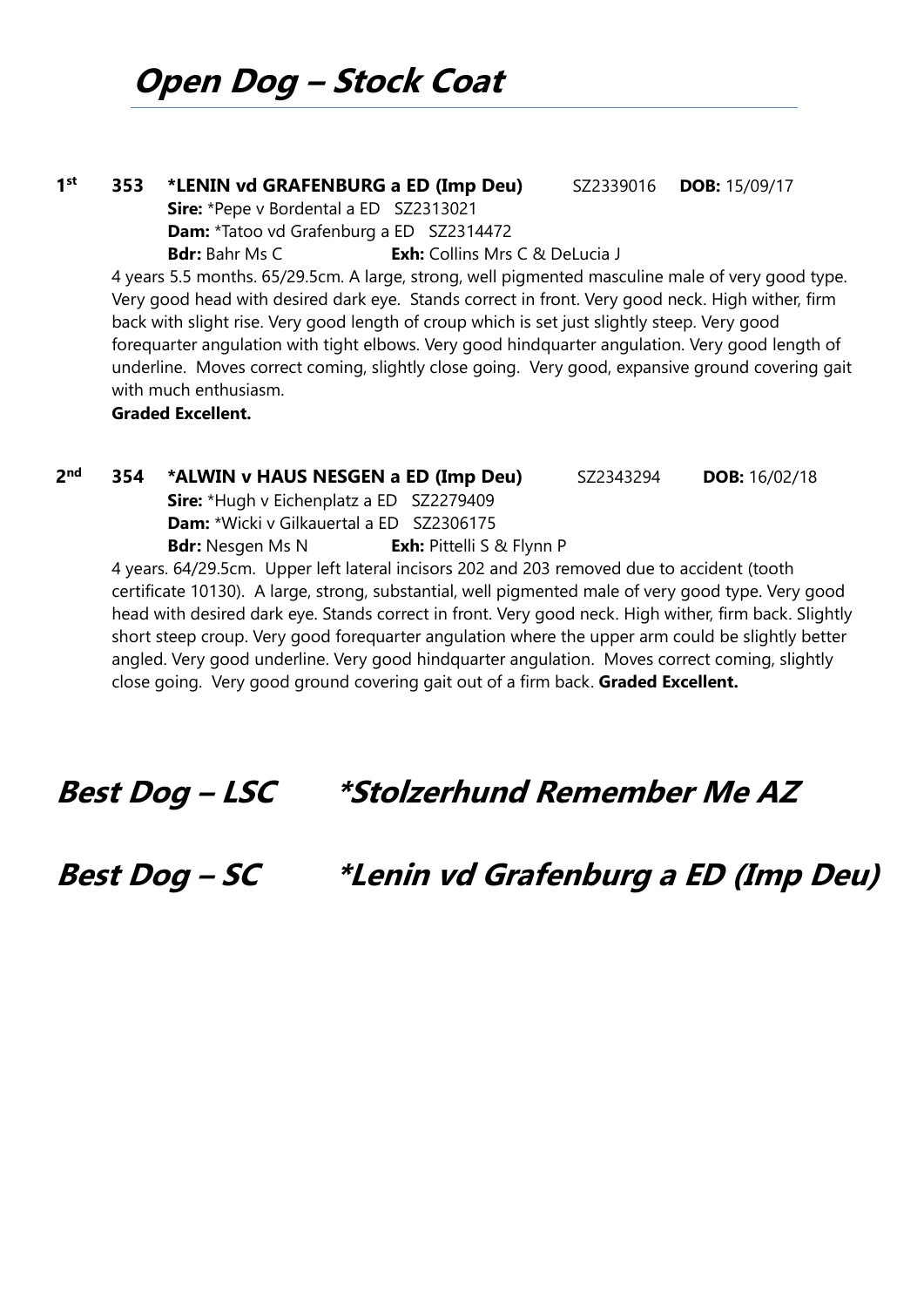# Open Dog – Stock Coat

**1st** **353** **\*LENIN vd GRAFENBURG a ED (Imp Deu)** SZ2339016 **DOB:** 15/09/17
**Sire:** \*Pepe v Bordental a ED SZ2313021
**Dam:** \*Tatoo vd Grafenburg a ED SZ2314472
**Bdr:** Bahr Ms C **Exh:** Collins Mrs C & DeLucia J

4 years 5.5 months. 65/29.5cm. A large, strong, well pigmented masculine male of very good type. Very good head with desired dark eye. Stands correct in front. Very good neck. High wither, firm back with slight rise. Very good length of croup which is set just slightly steep. Very good forequarter angulation with tight elbows. Very good hindquarter angulation. Very good length of underline. Moves correct coming, slightly close going. Very good, expansive ground covering gait with much enthusiasm.
**Graded Excellent.**

**2nd** **354** **\*ALWIN v HAUS NESGEN a ED (Imp Deu)** SZ2343294 **DOB:** 16/02/18
**Sire:** \*Hugh v Eichenplatz a ED SZ2279409
**Dam:** \*Wicki v Gilkauertal a ED SZ2306175
**Bdr:** Nesgen Ms N **Exh:** Pittelli S & Flynn P

4 years. 64/29.5cm. Upper left lateral incisors 202 and 203 removed due to accident (tooth certificate 10130). A large, strong, substantial, well pigmented male of very good type. Very good head with desired dark eye. Stands correct in front. Very good neck. High wither, firm back. Slightly short steep croup. Very good forequarter angulation where the upper arm could be slightly better angled. Very good underline. Very good hindquarter angulation. Moves correct coming, slightly close going. Very good ground covering gait out of a firm back. **Graded Excellent.**

## Best Dog – LSC \*Stolzerhund Remember Me AZ

## Best Dog – SC \*Lenin vd Grafenburg a ED (Imp Deu)